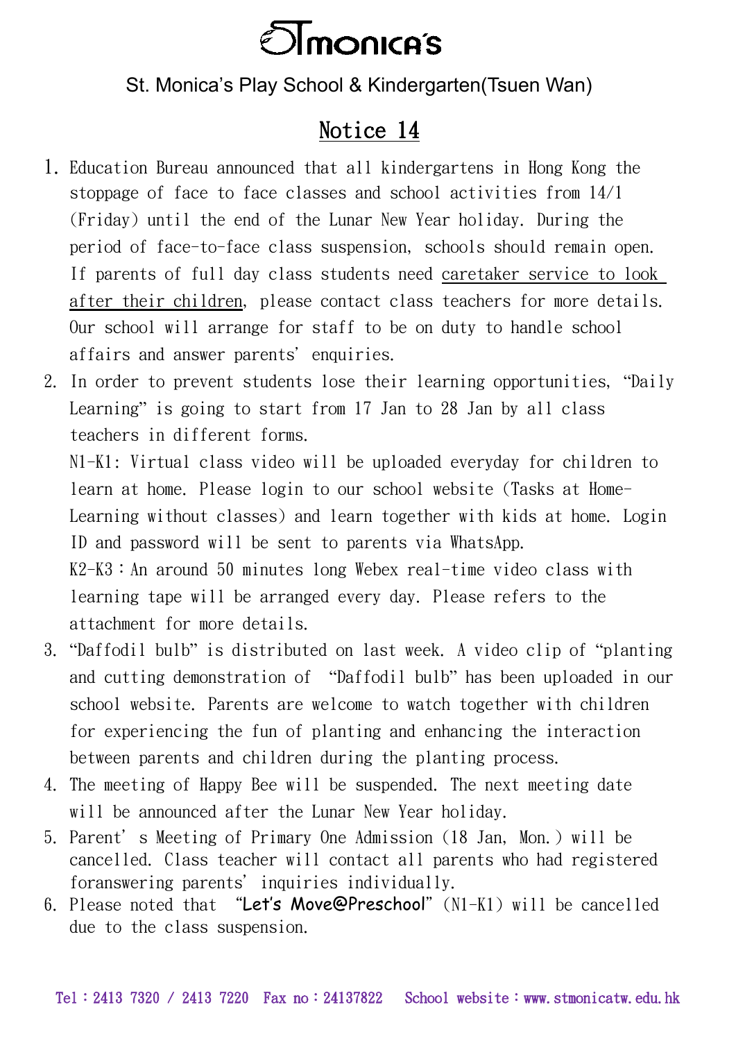# StMonica's

St. Monica's Play School & Kindergarten(Tsuen Wan)

## Notice 14

1. Education Bureau announced that all kindergartens in Hong Kong the stoppage of face to face classes and school activities from 14/1 (Friday) until the end of the Lunar New Year holiday. During the period of face-to-face class suspension, schools should remain open. If parents of full day class students need caretaker service to look after their children, please contact class teachers for more details. Our school will arrange for staff to be on duty to handle school affairs and answer parents' enquiries.
2. In order to prevent students lose their learning opportunities, "Daily Learning" is going to start from 17 Jan to 28 Jan by all class teachers in different forms.
   N1-K1: Virtual class video will be uploaded everyday for children to learn at home. Please login to our school website (Tasks at Home-Learning without classes) and learn together with kids at home. Login ID and password will be sent to parents via WhatsApp.
   K2-K3：An around 50 minutes long Webex real-time video class with learning tape will be arranged every day. Please refers to the attachment for more details.
3. "Daffodil bulb" is distributed on last week. A video clip of "planting and cutting demonstration of "Daffodil bulb" has been uploaded in our school website. Parents are welcome to watch together with children for experiencing the fun of planting and enhancing the interaction between parents and children during the planting process.
4. The meeting of Happy Bee will be suspended. The next meeting date will be announced after the Lunar New Year holiday.
5. Parent's Meeting of Primary One Admission (18 Jan, Mon.) will be cancelled. Class teacher will contact all parents who had registered foranswering parents' inquiries individually.
6. Please noted that "Let's Move@Preschool" (N1-K1) will be cancelled due to the class suspension.

Tel：2413 7320 / 2413 7220 Fax no：24137822 School website：www.stmonicatw.edu.hk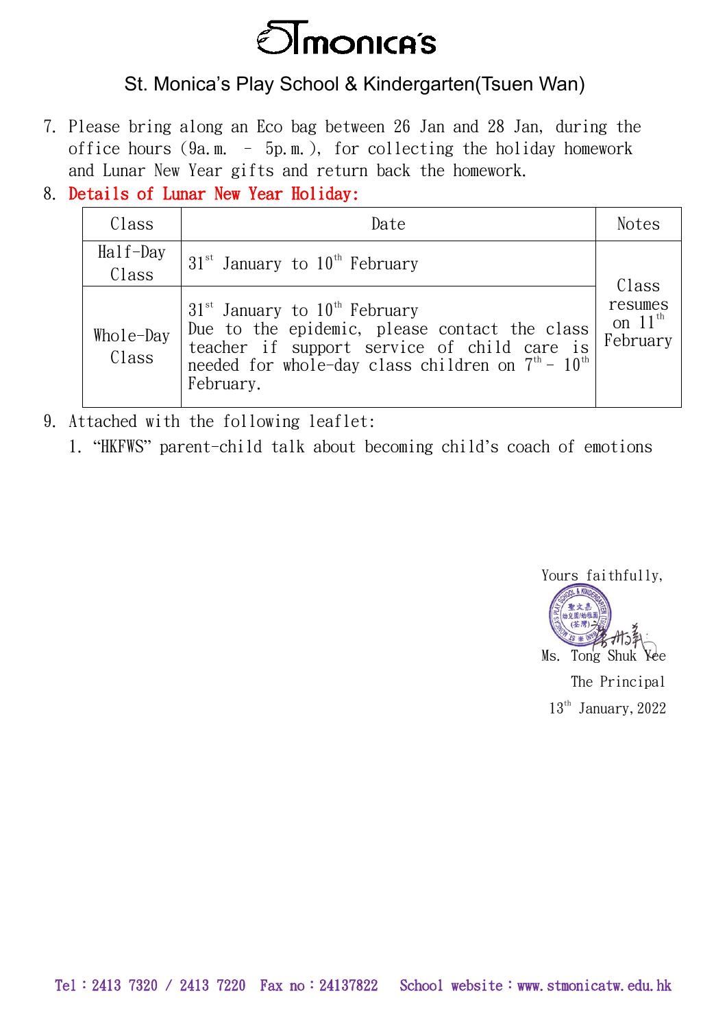St. Monica's Play School & Kindergarten(Tsuen Wan)

7. Please bring along an Eco bag between 26 Jan and 28 Jan, during the office hours (9a.m. – 5p.m.), for collecting the holiday homework and Lunar New Year gifts and return back the homework.
8. **Details of Lunar New Year Holiday:**

| Class | Date | Notes |
|---|---|---|
| Half-Day Class | 31st January to 10th February | Class resumes on 11th February |
| Whole-Day Class | 31st January to 10th February<br>Due to the epidemic, please contact the class teacher if support service of child care is needed for whole-day class children on 7th – 10th February. | |

9. Attached with the following leaflet:
   1. "HKFWS" parent-child talk about becoming child's coach of emotions

Yours faithfully,

Ms. Tong Shuk Yee

The Principal

13th January, 2022

Tel：2413 7320 / 2413 7220 Fax no：24137822 School website：www.stmonicatw.edu.hk